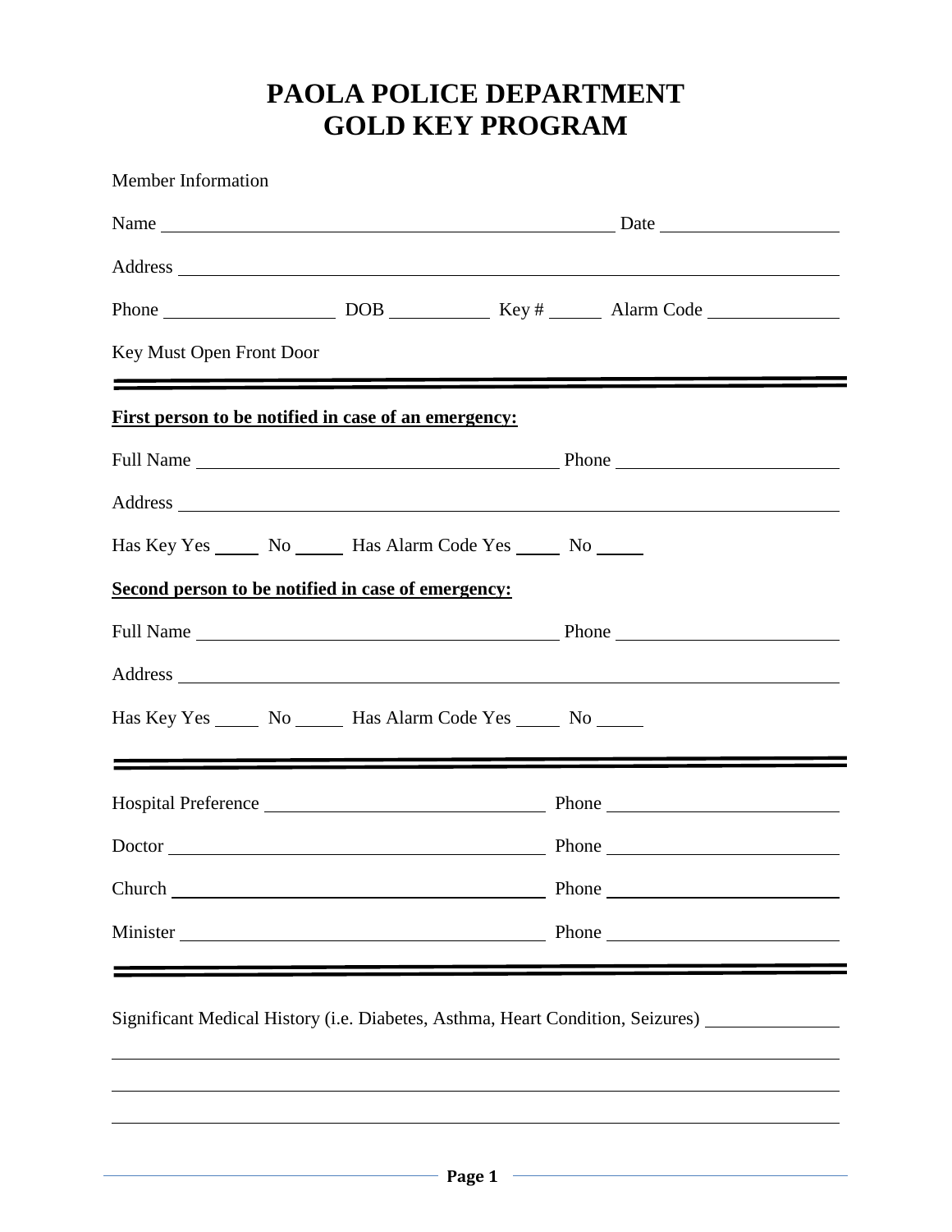# PAOLA POLICE DEPARTMENT
# GOLD KEY PROGRAM

Member Information

Name ______________________________________________ Date __________________

Address ______________________________________________________________________

Phone __________________ DOB ___________ Key # ______ Alarm Code ______________

Key Must Open Front Door

---

**First person to be notified in case of an emergency:**

Full Name ____________________________________ Phone ______________________

Address ______________________________________________________________________

Has Key Yes _____ No _____ Has Alarm Code Yes _____ No _____

**Second person to be notified in case of emergency:**

Full Name ____________________________________ Phone ______________________

Address ______________________________________________________________________

Has Key Yes _____ No _____ Has Alarm Code Yes _____ No _____

---

Hospital Preference ____________________________ Phone ______________________

Doctor ________________________________________ Phone ______________________

Church ________________________________________ Phone ______________________

Minister ______________________________________ Phone ______________________

---

Significant Medical History (i.e. Diabetes, Asthma, Heart Condition, Seizures) ______________

______________________________________________________________________________

______________________________________________________________________________

______________________________________________________________________________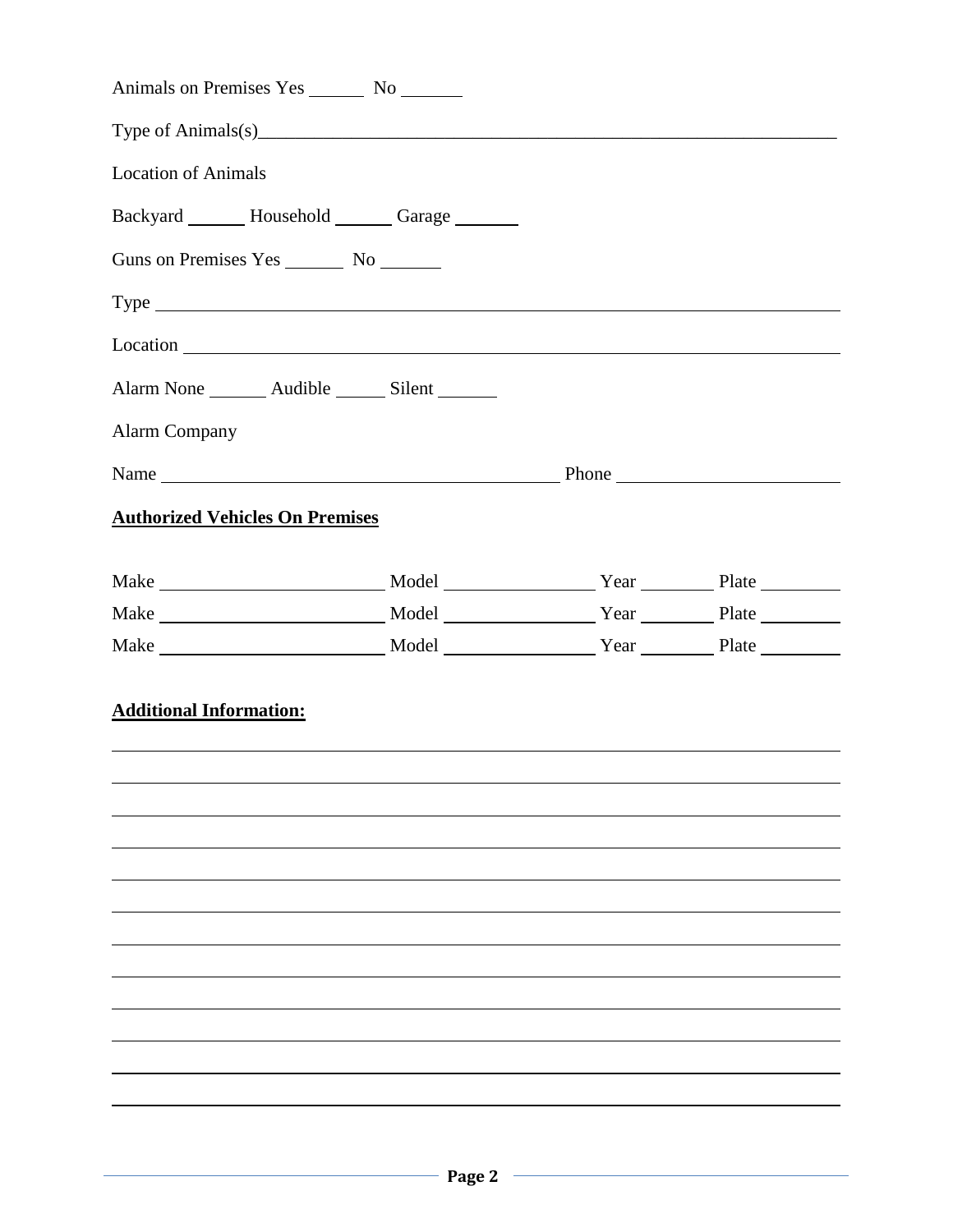Animals on Premises Yes ______ No ______

Type of Animals(s)_______________________________________________________________

Location of Animals

Backyard ______ Household ______ Garage ______

Guns on Premises Yes ______ No ______

Type ________________________________________________________________________

Location _____________________________________________________________________

Alarm None ______ Audible ______ Silent ______

Alarm Company

Name ________________________________________ Phone ______________________

**Authorized Vehicles On Premises**

Make ______________________ Model ________________ Year ________ Plate ________

Make ______________________ Model ________________ Year ________ Plate ________

Make ______________________ Model ________________ Year ________ Plate ________

**Additional Information:**

_____________________________________________________________________________

_____________________________________________________________________________

_____________________________________________________________________________

_____________________________________________________________________________

_____________________________________________________________________________

_____________________________________________________________________________

_____________________________________________________________________________

_____________________________________________________________________________

_____________________________________________________________________________

_____________________________________________________________________________

_____________________________________________________________________________

_____________________________________________________________________________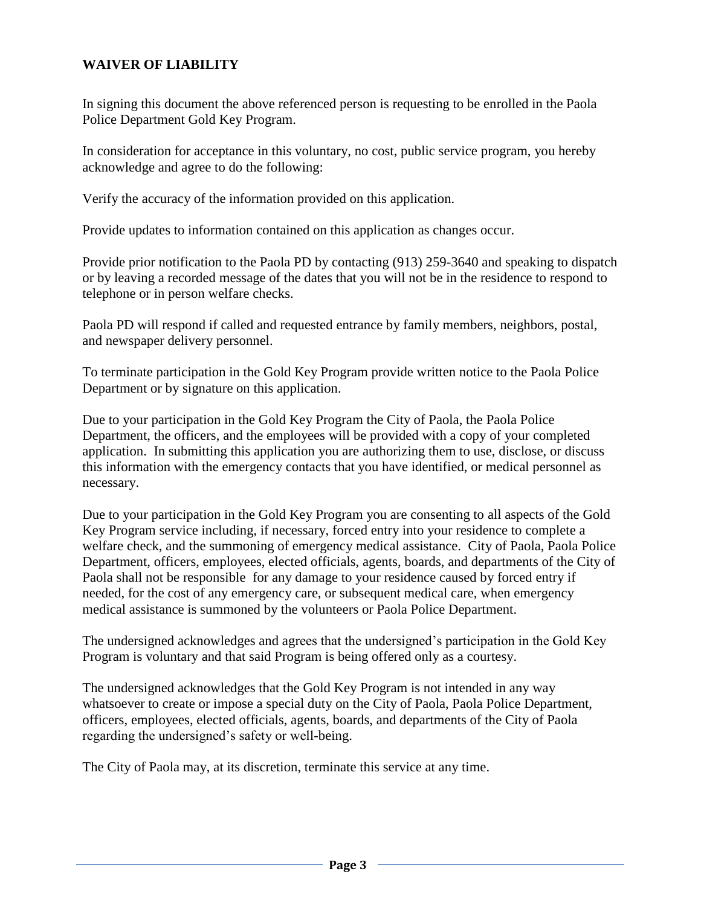**WAIVER OF LIABILITY**

In signing this document the above referenced person is requesting to be enrolled in the Paola Police Department Gold Key Program.

In consideration for acceptance in this voluntary, no cost, public service program, you hereby acknowledge and agree to do the following:

Verify the accuracy of the information provided on this application.

Provide updates to information contained on this application as changes occur.

Provide prior notification to the Paola PD by contacting (913) 259-3640 and speaking to dispatch or by leaving a recorded message of the dates that you will not be in the residence to respond to telephone or in person welfare checks.

Paola PD will respond if called and requested entrance by family members, neighbors, postal, and newspaper delivery personnel.

To terminate participation in the Gold Key Program provide written notice to the Paola Police Department or by signature on this application.

Due to your participation in the Gold Key Program the City of Paola, the Paola Police Department, the officers, and the employees will be provided with a copy of your completed application. In submitting this application you are authorizing them to use, disclose, or discuss this information with the emergency contacts that you have identified, or medical personnel as necessary.

Due to your participation in the Gold Key Program you are consenting to all aspects of the Gold Key Program service including, if necessary, forced entry into your residence to complete a welfare check, and the summoning of emergency medical assistance. City of Paola, Paola Police Department, officers, employees, elected officials, agents, boards, and departments of the City of Paola shall not be responsible for any damage to your residence caused by forced entry if needed, for the cost of any emergency care, or subsequent medical care, when emergency medical assistance is summoned by the volunteers or Paola Police Department.

The undersigned acknowledges and agrees that the undersigned's participation in the Gold Key Program is voluntary and that said Program is being offered only as a courtesy.

The undersigned acknowledges that the Gold Key Program is not intended in any way whatsoever to create or impose a special duty on the City of Paola, Paola Police Department, officers, employees, elected officials, agents, boards, and departments of the City of Paola regarding the undersigned's safety or well-being.

The City of Paola may, at its discretion, terminate this service at any time.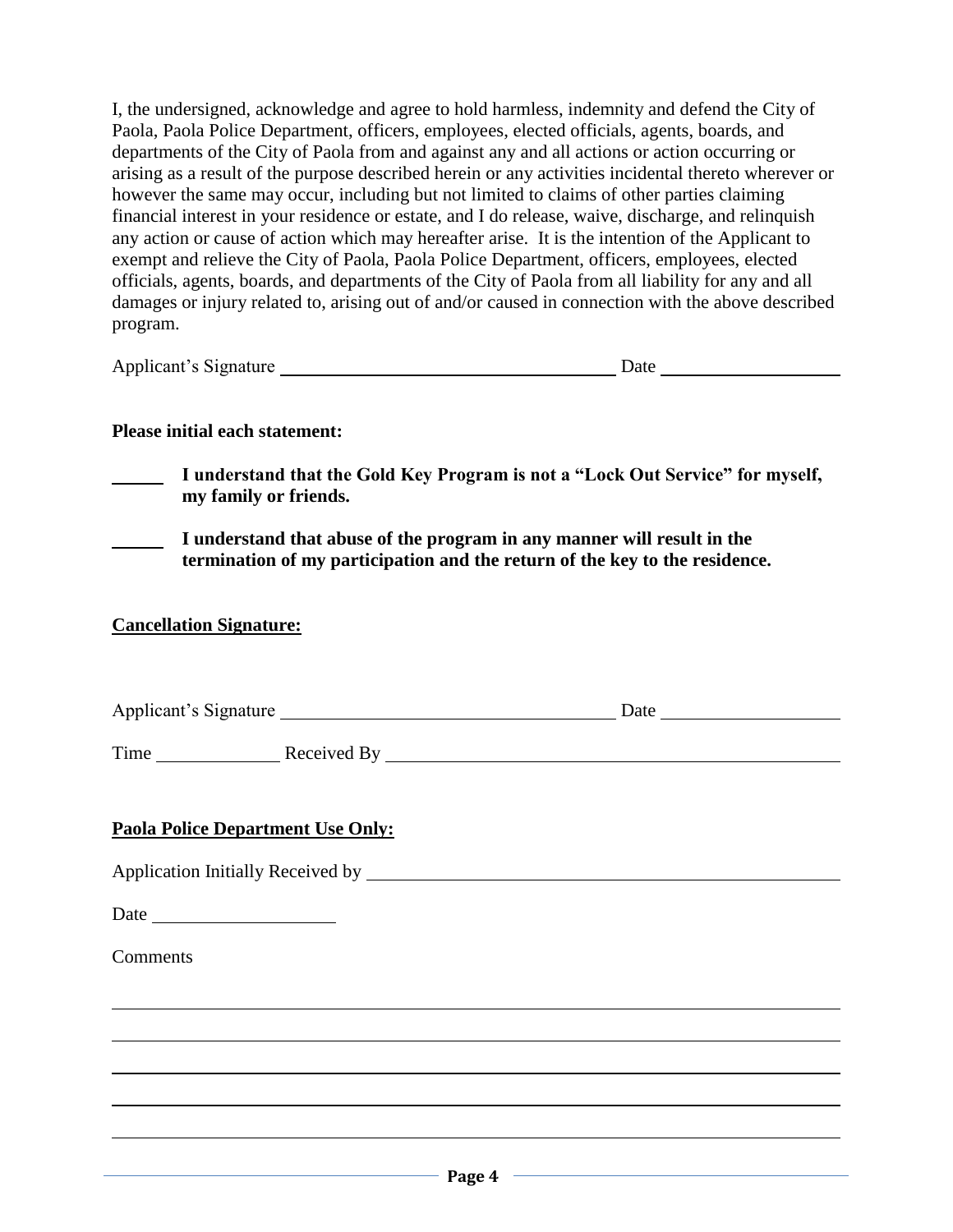I, the undersigned, acknowledge and agree to hold harmless, indemnity and defend the City of Paola, Paola Police Department, officers, employees, elected officials, agents, boards, and departments of the City of Paola from and against any and all actions or action occurring or arising as a result of the purpose described herein or any activities incidental thereto wherever or however the same may occur, including but not limited to claims of other parties claiming financial interest in your residence or estate, and I do release, waive, discharge, and relinquish any action or cause of action which may hereafter arise. It is the intention of the Applicant to exempt and relieve the City of Paola, Paola Police Department, officers, employees, elected officials, agents, boards, and departments of the City of Paola from all liability for any and all damages or injury related to, arising out of and/or caused in connection with the above described program.

Applicant's Signature ______________________________ Date ________________

**Please initial each statement:**

______ **I understand that the Gold Key Program is not a "Lock Out Service" for myself, my family or friends.**

______ **I understand that abuse of the program in any manner will result in the termination of my participation and the return of the key to the residence.**

**Cancellation Signature:**

Applicant's Signature ______________________________ Date ________________

Time ____________ Received By ________________________________________

**Paola Police Department Use Only:**

Application Initially Received by ________________________________________

Date ________________

Comments

______________________________________________________________________

______________________________________________________________________

______________________________________________________________________

______________________________________________________________________

______________________________________________________________________